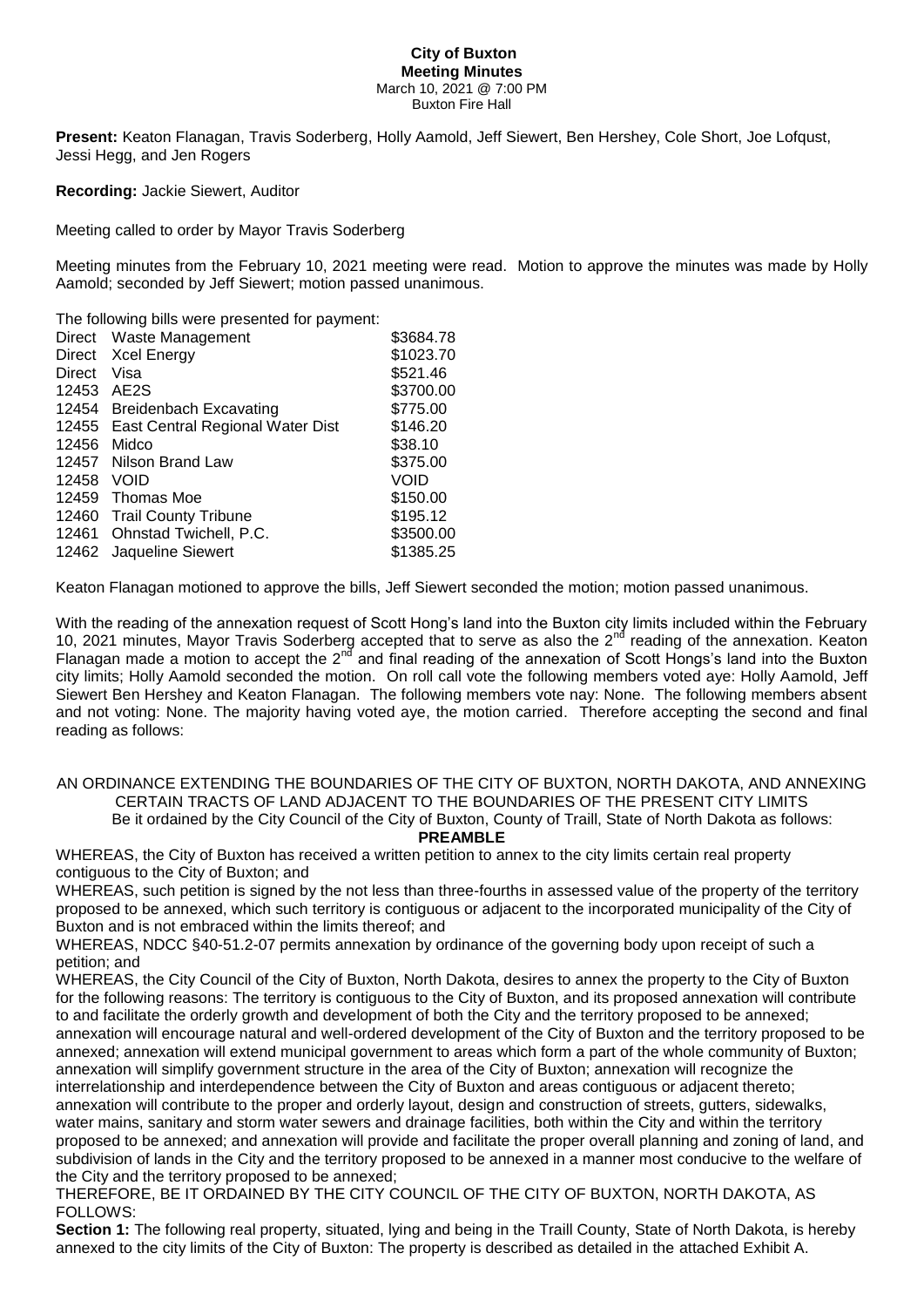# City of Buxton

## Meeting Minutes

March 10, 2021 @ 7:00 PM
Buxton Fire Hall

**Present:** Keaton Flanagan, Travis Soderberg, Holly Aamold, Jeff Siewert, Ben Hershey, Cole Short, Joe Lofqust, Jessi Hegg, and Jen Rogers

**Recording:** Jackie Siewert, Auditor

Meeting called to order by Mayor Travis Soderberg

Meeting minutes from the February 10, 2021 meeting were read. Motion to approve the minutes was made by Holly Aamold; seconded by Jeff Siewert; motion passed unanimous.

The following bills were presented for payment:

| | | |
|---|---|---|
| Direct | Waste Management | \$3684.78 |
| Direct | Xcel Energy | \$1023.70 |
| Direct | Visa | \$521.46 |
| 12453 | AE2S | \$3700.00 |
| 12454 | Breidenbach Excavating | \$775.00 |
| 12455 | East Central Regional Water Dist | \$146.20 |
| 12456 | Midco | \$38.10 |
| 12457 | Nilson Brand Law | \$375.00 |
| 12458 | VOID | VOID |
| 12459 | Thomas Moe | \$150.00 |
| 12460 | Trail County Tribune | \$195.12 |
| 12461 | Ohnstad Twichell, P.C. | \$3500.00 |
| 12462 | Jaqueline Siewert | \$1385.25 |

Keaton Flanagan motioned to approve the bills, Jeff Siewert seconded the motion; motion passed unanimous.

With the reading of the annexation request of Scott Hong's land into the Buxton city limits included within the February 10, 2021 minutes, Mayor Travis Soderberg accepted that to serve as also the 2nd reading of the annexation. Keaton Flanagan made a motion to accept the 2nd and final reading of the annexation of Scott Hongs's land into the Buxton city limits; Holly Aamold seconded the motion. On roll call vote the following members voted aye: Holly Aamold, Jeff Siewert Ben Hershey and Keaton Flanagan. The following members vote nay: None. The following members absent and not voting: None. The majority having voted aye, the motion carried. Therefore accepting the second and final reading as follows:

AN ORDINANCE EXTENDING THE BOUNDARIES OF THE CITY OF BUXTON, NORTH DAKOTA, AND ANNEXING CERTAIN TRACTS OF LAND ADJACENT TO THE BOUNDARIES OF THE PRESENT CITY LIMITS

Be it ordained by the City Council of the City of Buxton, County of Traill, State of North Dakota as follows:

**PREAMBLE**

WHEREAS, the City of Buxton has received a written petition to annex to the city limits certain real property contiguous to the City of Buxton; and

WHEREAS, such petition is signed by the not less than three-fourths in assessed value of the property of the territory proposed to be annexed, which such territory is contiguous or adjacent to the incorporated municipality of the City of Buxton and is not embraced within the limits thereof; and

WHEREAS, NDCC §40-51.2-07 permits annexation by ordinance of the governing body upon receipt of such a petition; and

WHEREAS, the City Council of the City of Buxton, North Dakota, desires to annex the property to the City of Buxton for the following reasons: The territory is contiguous to the City of Buxton, and its proposed annexation will contribute to and facilitate the orderly growth and development of both the City and the territory proposed to be annexed; annexation will encourage natural and well-ordered development of the City of Buxton and the territory proposed to be annexed; annexation will extend municipal government to areas which form a part of the whole community of Buxton; annexation will simplify government structure in the area of the City of Buxton; annexation will recognize the interrelationship and interdependence between the City of Buxton and areas contiguous or adjacent thereto; annexation will contribute to the proper and orderly layout, design and construction of streets, gutters, sidewalks, water mains, sanitary and storm water sewers and drainage facilities, both within the City and within the territory proposed to be annexed; and annexation will provide and facilitate the proper overall planning and zoning of land, and subdivision of lands in the City and the territory proposed to be annexed in a manner most conducive to the welfare of the City and the territory proposed to be annexed;

THEREFORE, BE IT ORDAINED BY THE CITY COUNCIL OF THE CITY OF BUXTON, NORTH DAKOTA, AS FOLLOWS:

**Section 1:** The following real property, situated, lying and being in the Traill County, State of North Dakota, is hereby annexed to the city limits of the City of Buxton: The property is described as detailed in the attached Exhibit A.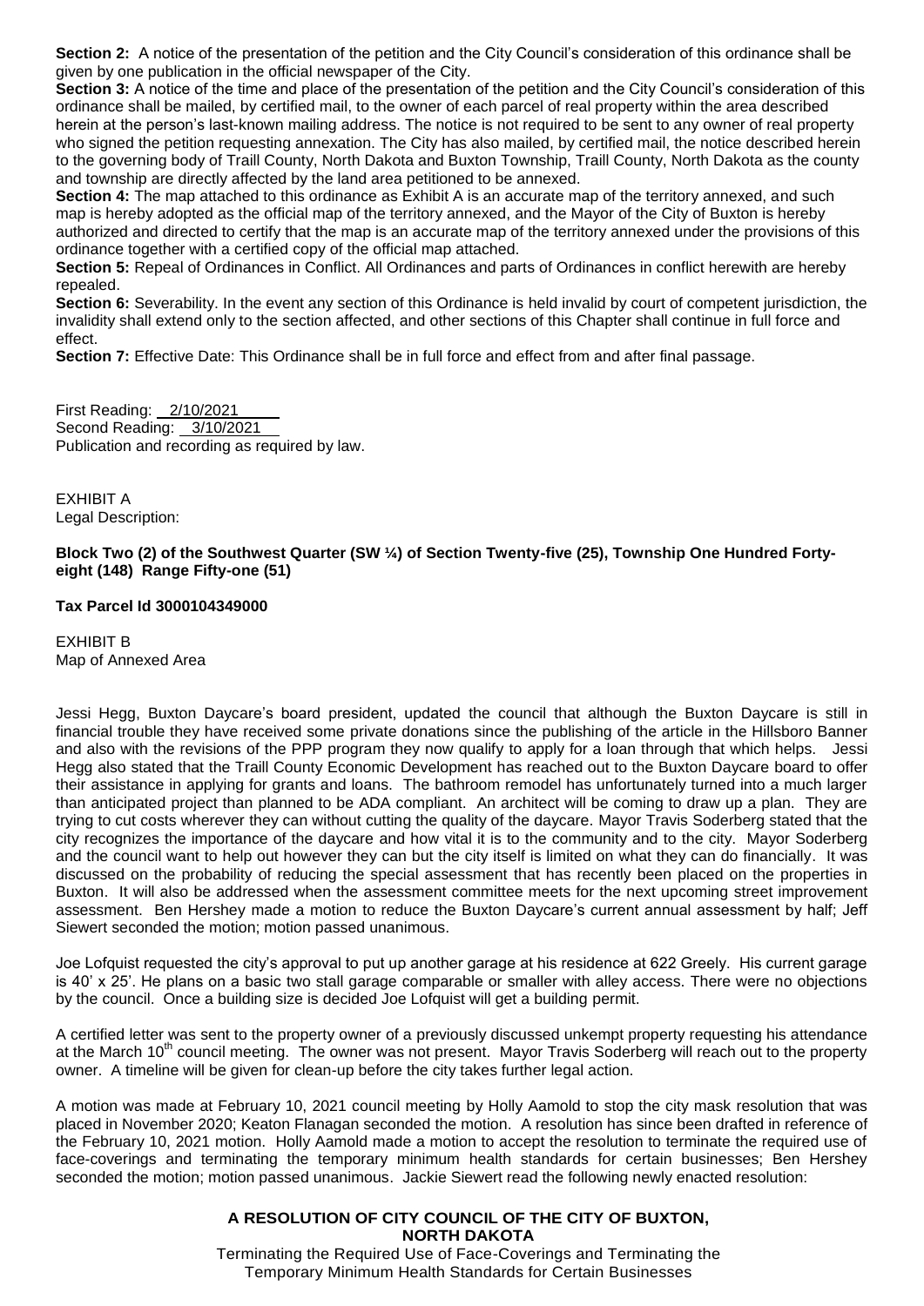**Section 2:** A notice of the presentation of the petition and the City Council's consideration of this ordinance shall be given by one publication in the official newspaper of the City.

**Section 3:** A notice of the time and place of the presentation of the petition and the City Council's consideration of this ordinance shall be mailed, by certified mail, to the owner of each parcel of real property within the area described herein at the person's last-known mailing address. The notice is not required to be sent to any owner of real property who signed the petition requesting annexation. The City has also mailed, by certified mail, the notice described herein to the governing body of Traill County, North Dakota and Buxton Township, Traill County, North Dakota as the county and township are directly affected by the land area petitioned to be annexed.

**Section 4:** The map attached to this ordinance as Exhibit A is an accurate map of the territory annexed, and such map is hereby adopted as the official map of the territory annexed, and the Mayor of the City of Buxton is hereby authorized and directed to certify that the map is an accurate map of the territory annexed under the provisions of this ordinance together with a certified copy of the official map attached.

**Section 5:** Repeal of Ordinances in Conflict. All Ordinances and parts of Ordinances in conflict herewith are hereby repealed.

**Section 6:** Severability. In the event any section of this Ordinance is held invalid by court of competent jurisdiction, the invalidity shall extend only to the section affected, and other sections of this Chapter shall continue in full force and effect.

**Section 7:** Effective Date: This Ordinance shall be in full force and effect from and after final passage.

First Reading: 2/10/2021
Second Reading: 3/10/2021
Publication and recording as required by law.

EXHIBIT A
Legal Description:

**Block Two (2) of the Southwest Quarter (SW ¼) of Section Twenty-five (25), Township One Hundred Forty-eight (148) Range Fifty-one (51)**

**Tax Parcel Id 3000104349000**

EXHIBIT B
Map of Annexed Area

Jessi Hegg, Buxton Daycare's board president, updated the council that although the Buxton Daycare is still in financial trouble they have received some private donations since the publishing of the article in the Hillsboro Banner and also with the revisions of the PPP program they now qualify to apply for a loan through that which helps. Jessi Hegg also stated that the Traill County Economic Development has reached out to the Buxton Daycare board to offer their assistance in applying for grants and loans. The bathroom remodel has unfortunately turned into a much larger than anticipated project than planned to be ADA compliant. An architect will be coming to draw up a plan. They are trying to cut costs wherever they can without cutting the quality of the daycare. Mayor Travis Soderberg stated that the city recognizes the importance of the daycare and how vital it is to the community and to the city. Mayor Soderberg and the council want to help out however they can but the city itself is limited on what they can do financially. It was discussed on the probability of reducing the special assessment that has recently been placed on the properties in Buxton. It will also be addressed when the assessment committee meets for the next upcoming street improvement assessment. Ben Hershey made a motion to reduce the Buxton Daycare's current annual assessment by half; Jeff Siewert seconded the motion; motion passed unanimous.

Joe Lofquist requested the city's approval to put up another garage at his residence at 622 Greely. His current garage is 40' x 25'. He plans on a basic two stall garage comparable or smaller with alley access. There were no objections by the council. Once a building size is decided Joe Lofquist will get a building permit.

A certified letter was sent to the property owner of a previously discussed unkempt property requesting his attendance at the March 10th council meeting. The owner was not present. Mayor Travis Soderberg will reach out to the property owner. A timeline will be given for clean-up before the city takes further legal action.

A motion was made at February 10, 2021 council meeting by Holly Aamold to stop the city mask resolution that was placed in November 2020; Keaton Flanagan seconded the motion. A resolution has since been drafted in reference of the February 10, 2021 motion. Holly Aamold made a motion to accept the resolution to terminate the required use of face-coverings and terminating the temporary minimum health standards for certain businesses; Ben Hershey seconded the motion; motion passed unanimous. Jackie Siewert read the following newly enacted resolution:

**A RESOLUTION OF CITY COUNCIL OF THE CITY OF BUXTON, NORTH DAKOTA**

Terminating the Required Use of Face-Coverings and Terminating the Temporary Minimum Health Standards for Certain Businesses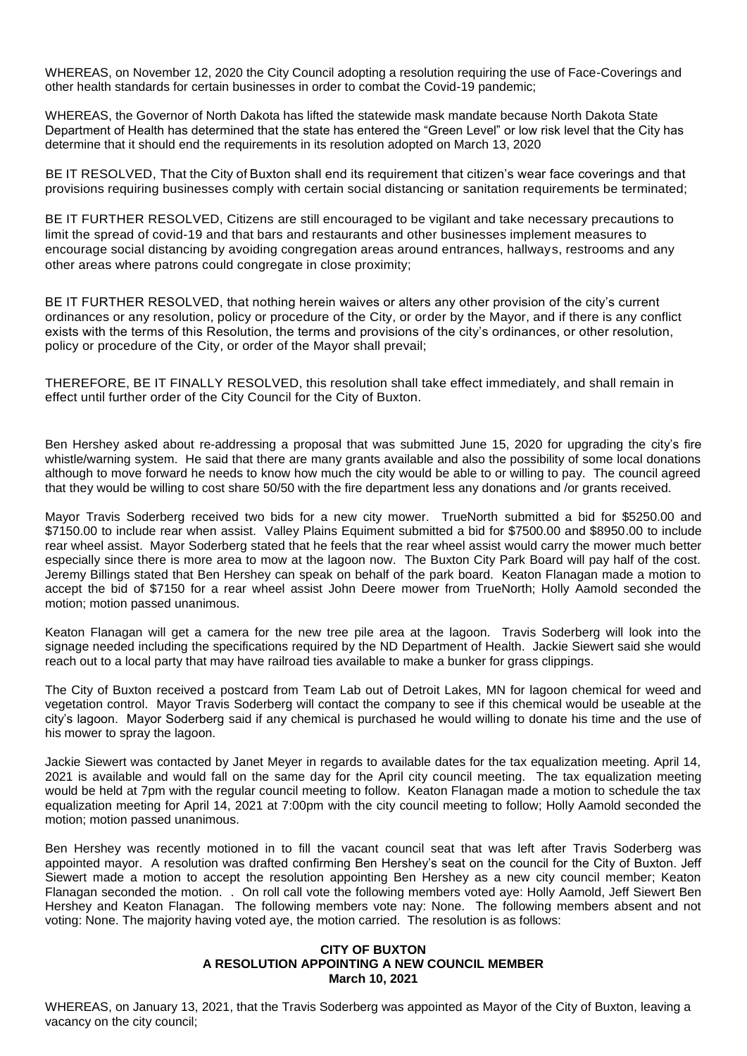WHEREAS, on November 12, 2020 the City Council adopting a resolution requiring the use of Face-Coverings and other health standards for certain businesses in order to combat the Covid-19 pandemic;

WHEREAS, the Governor of North Dakota has lifted the statewide mask mandate because North Dakota State Department of Health has determined that the state has entered the "Green Level" or low risk level that the City has determine that it should end the requirements in its resolution adopted on March 13, 2020

BE IT RESOLVED, That the City of Buxton shall end its requirement that citizen's wear face coverings and that provisions requiring businesses comply with certain social distancing or sanitation requirements be terminated;

BE IT FURTHER RESOLVED, Citizens are still encouraged to be vigilant and take necessary precautions to limit the spread of covid-19 and that bars and restaurants and other businesses implement measures to encourage social distancing by avoiding congregation areas around entrances, hallways, restrooms and any other areas where patrons could congregate in close proximity;

BE IT FURTHER RESOLVED, that nothing herein waives or alters any other provision of the city's current ordinances or any resolution, policy or procedure of the City, or order by the Mayor, and if there is any conflict exists with the terms of this Resolution, the terms and provisions of the city's ordinances, or other resolution, policy or procedure of the City, or order of the Mayor shall prevail;

THEREFORE, BE IT FINALLY RESOLVED, this resolution shall take effect immediately, and shall remain in effect until further order of the City Council for the City of Buxton.

Ben Hershey asked about re-addressing a proposal that was submitted June 15, 2020 for upgrading the city's fire whistle/warning system. He said that there are many grants available and also the possibility of some local donations although to move forward he needs to know how much the city would be able to or willing to pay. The council agreed that they would be willing to cost share 50/50 with the fire department less any donations and /or grants received.

Mayor Travis Soderberg received two bids for a new city mower. TrueNorth submitted a bid for $5250.00 and $7150.00 to include rear when assist. Valley Plains Equiment submitted a bid for $7500.00 and $8950.00 to include rear wheel assist. Mayor Soderberg stated that he feels that the rear wheel assist would carry the mower much better especially since there is more area to mow at the lagoon now. The Buxton City Park Board will pay half of the cost. Jeremy Billings stated that Ben Hershey can speak on behalf of the park board. Keaton Flanagan made a motion to accept the bid of $7150 for a rear wheel assist John Deere mower from TrueNorth; Holly Aamold seconded the motion; motion passed unanimous.

Keaton Flanagan will get a camera for the new tree pile area at the lagoon. Travis Soderberg will look into the signage needed including the specifications required by the ND Department of Health. Jackie Siewert said she would reach out to a local party that may have railroad ties available to make a bunker for grass clippings.

The City of Buxton received a postcard from Team Lab out of Detroit Lakes, MN for lagoon chemical for weed and vegetation control. Mayor Travis Soderberg will contact the company to see if this chemical would be useable at the city's lagoon. Mayor Soderberg said if any chemical is purchased he would willing to donate his time and the use of his mower to spray the lagoon.

Jackie Siewert was contacted by Janet Meyer in regards to available dates for the tax equalization meeting. April 14, 2021 is available and would fall on the same day for the April city council meeting. The tax equalization meeting would be held at 7pm with the regular council meeting to follow. Keaton Flanagan made a motion to schedule the tax equalization meeting for April 14, 2021 at 7:00pm with the city council meeting to follow; Holly Aamold seconded the motion; motion passed unanimous.

Ben Hershey was recently motioned in to fill the vacant council seat that was left after Travis Soderberg was appointed mayor. A resolution was drafted confirming Ben Hershey's seat on the council for the City of Buxton. Jeff Siewert made a motion to accept the resolution appointing Ben Hershey as a new city council member; Keaton Flanagan seconded the motion. . On roll call vote the following members voted aye: Holly Aamold, Jeff Siewert Ben Hershey and Keaton Flanagan. The following members vote nay: None. The following members absent and not voting: None. The majority having voted aye, the motion carried. The resolution is as follows:

**CITY OF BUXTON**
**A RESOLUTION APPOINTING A NEW COUNCIL MEMBER**
**March 10, 2021**

WHEREAS, on January 13, 2021, that the Travis Soderberg was appointed as Mayor of the City of Buxton, leaving a vacancy on the city council;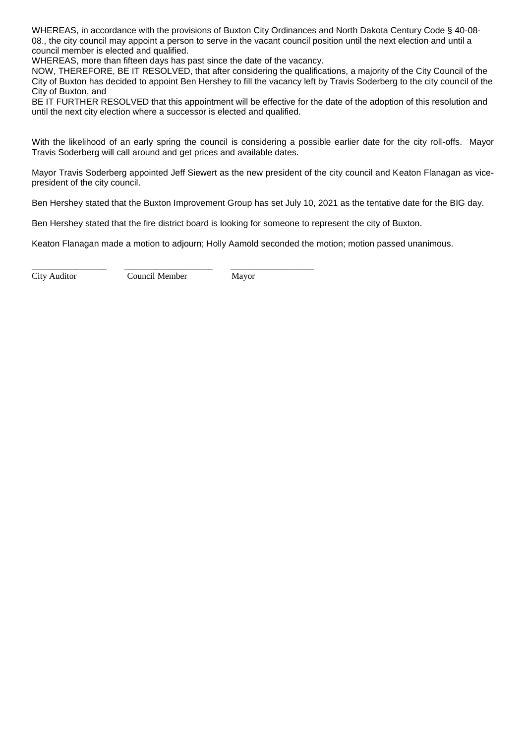WHEREAS, in accordance with the provisions of Buxton City Ordinances and North Dakota Century Code § 40-08-08., the city council may appoint a person to serve in the vacant council position until the next election and until a council member is elected and qualified.

WHEREAS, more than fifteen days has past since the date of the vacancy.

NOW, THEREFORE, BE IT RESOLVED, that after considering the qualifications, a majority of the City Council of the City of Buxton has decided to appoint Ben Hershey to fill the vacancy left by Travis Soderberg to the city council of the City of Buxton, and

BE IT FURTHER RESOLVED that this appointment will be effective for the date of the adoption of this resolution and until the next city election where a successor is elected and qualified.

With the likelihood of an early spring the council is considering a possible earlier date for the city roll-offs. Mayor Travis Soderberg will call around and get prices and available dates.

Mayor Travis Soderberg appointed Jeff Siewert as the new president of the city council and Keaton Flanagan as vice-president of the city council.

Ben Hershey stated that the Buxton Improvement Group has set July 10, 2021 as the tentative date for the BIG day.

Ben Hershey stated that the fire district board is looking for someone to represent the city of Buxton.

Keaton Flanagan made a motion to adjourn; Holly Aamold seconded the motion; motion passed unanimous.

\_\_\_\_\_\_\_\_\_\_\_\_\_\_\_\_ \_\_\_\_\_\_\_\_\_\_\_\_\_\_\_\_\_\_\_ \_\_\_\_\_\_\_\_\_\_\_\_\_\_\_\_\_\_

City Auditor Council Member Mayor